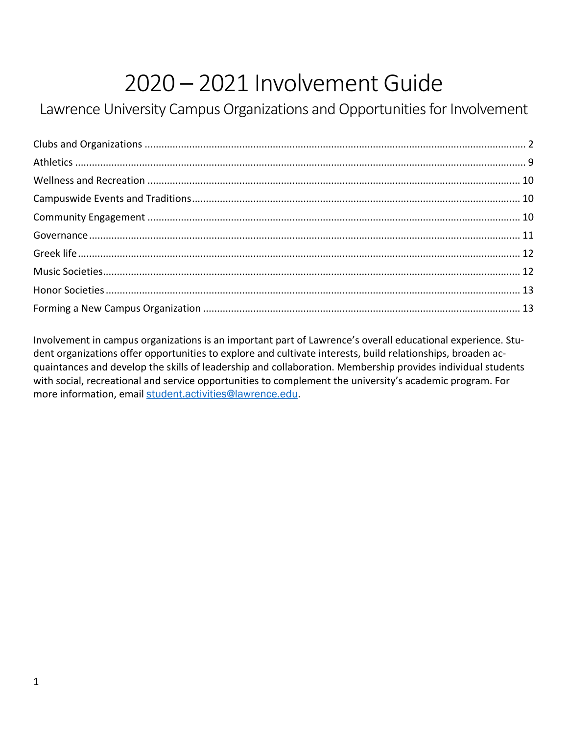# 2020 – 2021 Involvement Guide

## Lawrence University Campus Organizations and Opportunities for Involvement

Clubs and Organizations ........................................ 2
Athletics ........................................ 9
Wellness and Recreation ........................................ 10
Campuswide Events and Traditions ........................................ 10
Community Engagement ........................................ 10
Governance ........................................ 11
Greek life ........................................ 12
Music Societies ........................................ 12
Honor Societies ........................................ 13
Forming a New Campus Organization ........................................ 13

Involvement in campus organizations is an important part of Lawrence's overall educational experience. Student organizations offer opportunities to explore and cultivate interests, build relationships, broaden acquaintances and develop the skills of leadership and collaboration. Membership provides individual students with social, recreational and service opportunities to complement the university's academic program. For more information, email student.activities@lawrence.edu.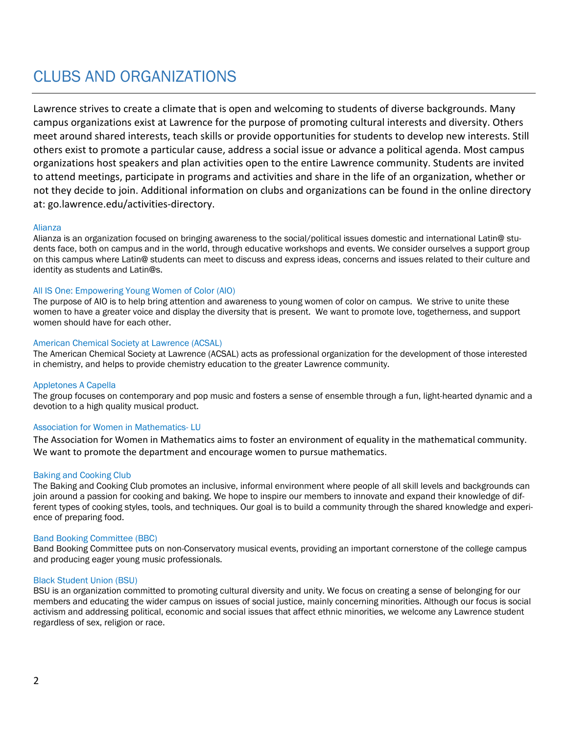# CLUBS AND ORGANIZATIONS

Lawrence strives to create a climate that is open and welcoming to students of diverse backgrounds. Many campus organizations exist at Lawrence for the purpose of promoting cultural interests and diversity. Others meet around shared interests, teach skills or provide opportunities for students to develop new interests. Still others exist to promote a particular cause, address a social issue or advance a political agenda. Most campus organizations host speakers and plan activities open to the entire Lawrence community. Students are invited to attend meetings, participate in programs and activities and share in the life of an organization, whether or not they decide to join. Additional information on clubs and organizations can be found in the online directory at: go.lawrence.edu/activities-directory.

### Alianza

Alianza is an organization focused on bringing awareness to the social/political issues domestic and international Latin@ students face, both on campus and in the world, through educative workshops and events. We consider ourselves a support group on this campus where Latin@ students can meet to discuss and express ideas, concerns and issues related to their culture and identity as students and Latin@s.

### All IS One: Empowering Young Women of Color (AIO)

The purpose of AIO is to help bring attention and awareness to young women of color on campus. We strive to unite these women to have a greater voice and display the diversity that is present. We want to promote love, togetherness, and support women should have for each other.

### American Chemical Society at Lawrence (ACSAL)

The American Chemical Society at Lawrence (ACSAL) acts as professional organization for the development of those interested in chemistry, and helps to provide chemistry education to the greater Lawrence community.

### Appletones A Capella

The group focuses on contemporary and pop music and fosters a sense of ensemble through a fun, light-hearted dynamic and a devotion to a high quality musical product.

### Association for Women in Mathematics- LU

The Association for Women in Mathematics aims to foster an environment of equality in the mathematical community. We want to promote the department and encourage women to pursue mathematics.

### Baking and Cooking Club

The Baking and Cooking Club promotes an inclusive, informal environment where people of all skill levels and backgrounds can join around a passion for cooking and baking. We hope to inspire our members to innovate and expand their knowledge of different types of cooking styles, tools, and techniques. Our goal is to build a community through the shared knowledge and experience of preparing food.

### Band Booking Committee (BBC)

Band Booking Committee puts on non-Conservatory musical events, providing an important cornerstone of the college campus and producing eager young music professionals.

### Black Student Union (BSU)

BSU is an organization committed to promoting cultural diversity and unity. We focus on creating a sense of belonging for our members and educating the wider campus on issues of social justice, mainly concerning minorities. Although our focus is social activism and addressing political, economic and social issues that affect ethnic minorities, we welcome any Lawrence student regardless of sex, religion or race.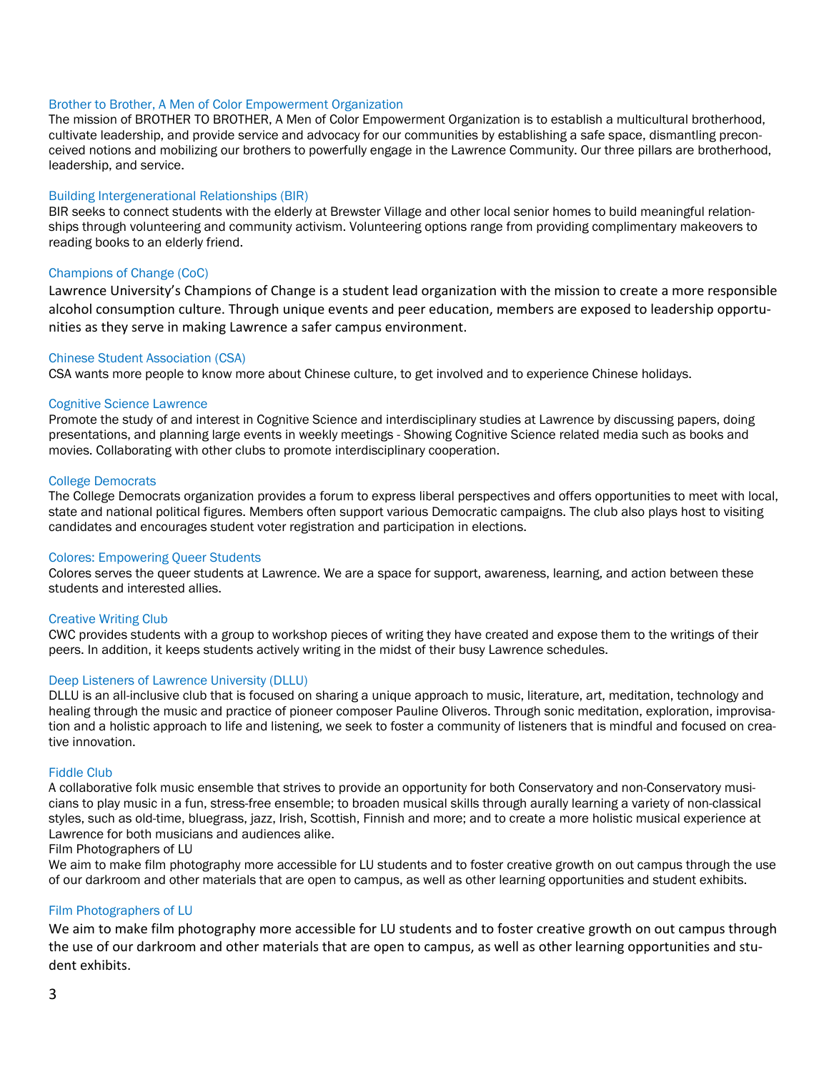### Brother to Brother, A Men of Color Empowerment Organization

The mission of BROTHER TO BROTHER, A Men of Color Empowerment Organization is to establish a multicultural brotherhood, cultivate leadership, and provide service and advocacy for our communities by establishing a safe space, dismantling preconceived notions and mobilizing our brothers to powerfully engage in the Lawrence Community. Our three pillars are brotherhood, leadership, and service.

### Building Intergenerational Relationships (BIR)

BIR seeks to connect students with the elderly at Brewster Village and other local senior homes to build meaningful relationships through volunteering and community activism. Volunteering options range from providing complimentary makeovers to reading books to an elderly friend.

### Champions of Change (CoC)

Lawrence University's Champions of Change is a student lead organization with the mission to create a more responsible alcohol consumption culture. Through unique events and peer education, members are exposed to leadership opportunities as they serve in making Lawrence a safer campus environment.

### Chinese Student Association (CSA)

CSA wants more people to know more about Chinese culture, to get involved and to experience Chinese holidays.

### Cognitive Science Lawrence

Promote the study of and interest in Cognitive Science and interdisciplinary studies at Lawrence by discussing papers, doing presentations, and planning large events in weekly meetings - Showing Cognitive Science related media such as books and movies. Collaborating with other clubs to promote interdisciplinary cooperation.

### College Democrats

The College Democrats organization provides a forum to express liberal perspectives and offers opportunities to meet with local, state and national political figures. Members often support various Democratic campaigns. The club also plays host to visiting candidates and encourages student voter registration and participation in elections.

### Colores: Empowering Queer Students

Colores serves the queer students at Lawrence. We are a space for support, awareness, learning, and action between these students and interested allies.

### Creative Writing Club

CWC provides students with a group to workshop pieces of writing they have created and expose them to the writings of their peers. In addition, it keeps students actively writing in the midst of their busy Lawrence schedules.

### Deep Listeners of Lawrence University (DLLU)

DLLU is an all-inclusive club that is focused on sharing a unique approach to music, literature, art, meditation, technology and healing through the music and practice of pioneer composer Pauline Oliveros. Through sonic meditation, exploration, improvisation and a holistic approach to life and listening, we seek to foster a community of listeners that is mindful and focused on creative innovation.

### Fiddle Club

A collaborative folk music ensemble that strives to provide an opportunity for both Conservatory and non-Conservatory musicians to play music in a fun, stress-free ensemble; to broaden musical skills through aurally learning a variety of non-classical styles, such as old-time, bluegrass, jazz, Irish, Scottish, Finnish and more; and to create a more holistic musical experience at Lawrence for both musicians and audiences alike.

Film Photographers of LU

We aim to make film photography more accessible for LU students and to foster creative growth on out campus through the use of our darkroom and other materials that are open to campus, as well as other learning opportunities and student exhibits.

### Film Photographers of LU

We aim to make film photography more accessible for LU students and to foster creative growth on out campus through the use of our darkroom and other materials that are open to campus, as well as other learning opportunities and student exhibits.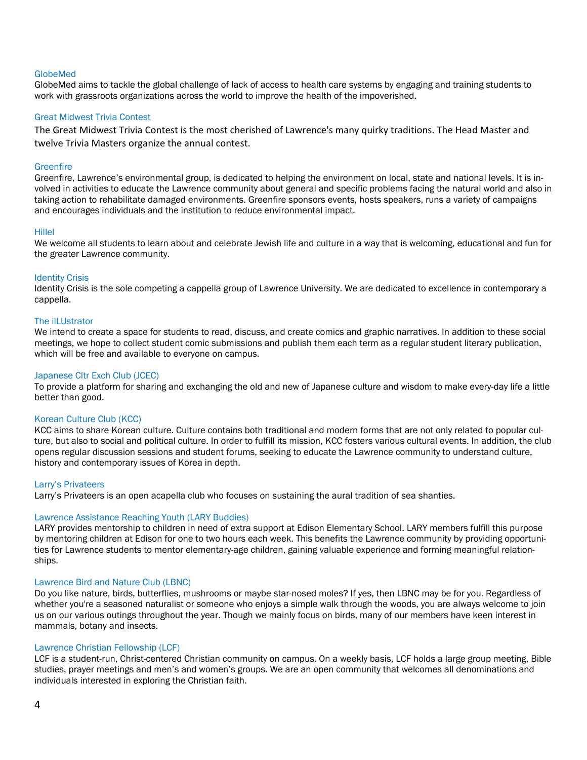### GlobeMed

GlobeMed aims to tackle the global challenge of lack of access to health care systems by engaging and training students to work with grassroots organizations across the world to improve the health of the impoverished.

### Great Midwest Trivia Contest

The Great Midwest Trivia Contest is the most cherished of Lawrence's many quirky traditions. The Head Master and twelve Trivia Masters organize the annual contest.

### Greenfire

Greenfire, Lawrence's environmental group, is dedicated to helping the environment on local, state and national levels. It is involved in activities to educate the Lawrence community about general and specific problems facing the natural world and also in taking action to rehabilitate damaged environments. Greenfire sponsors events, hosts speakers, runs a variety of campaigns and encourages individuals and the institution to reduce environmental impact.

### Hillel

We welcome all students to learn about and celebrate Jewish life and culture in a way that is welcoming, educational and fun for the greater Lawrence community.

### Identity Crisis

Identity Crisis is the sole competing a cappella group of Lawrence University. We are dedicated to excellence in contemporary a cappella.

### The ilLUstrator

We intend to create a space for students to read, discuss, and create comics and graphic narratives. In addition to these social meetings, we hope to collect student comic submissions and publish them each term as a regular student literary publication, which will be free and available to everyone on campus.

### Japanese Cltr Exch Club (JCEC)

To provide a platform for sharing and exchanging the old and new of Japanese culture and wisdom to make every-day life a little better than good.

### Korean Culture Club (KCC)

KCC aims to share Korean culture. Culture contains both traditional and modern forms that are not only related to popular culture, but also to social and political culture. In order to fulfill its mission, KCC fosters various cultural events. In addition, the club opens regular discussion sessions and student forums, seeking to educate the Lawrence community to understand culture, history and contemporary issues of Korea in depth.

### Larry's Privateers

Larry's Privateers is an open acapella club who focuses on sustaining the aural tradition of sea shanties.

### Lawrence Assistance Reaching Youth (LARY Buddies)

LARY provides mentorship to children in need of extra support at Edison Elementary School. LARY members fulfill this purpose by mentoring children at Edison for one to two hours each week. This benefits the Lawrence community by providing opportunities for Lawrence students to mentor elementary-age children, gaining valuable experience and forming meaningful relationships.

### Lawrence Bird and Nature Club (LBNC)

Do you like nature, birds, butterflies, mushrooms or maybe star-nosed moles? If yes, then LBNC may be for you. Regardless of whether you're a seasoned naturalist or someone who enjoys a simple walk through the woods, you are always welcome to join us on our various outings throughout the year. Though we mainly focus on birds, many of our members have keen interest in mammals, botany and insects.

### Lawrence Christian Fellowship (LCF)

LCF is a student-run, Christ-centered Christian community on campus. On a weekly basis, LCF holds a large group meeting, Bible studies, prayer meetings and men's and women's groups. We are an open community that welcomes all denominations and individuals interested in exploring the Christian faith.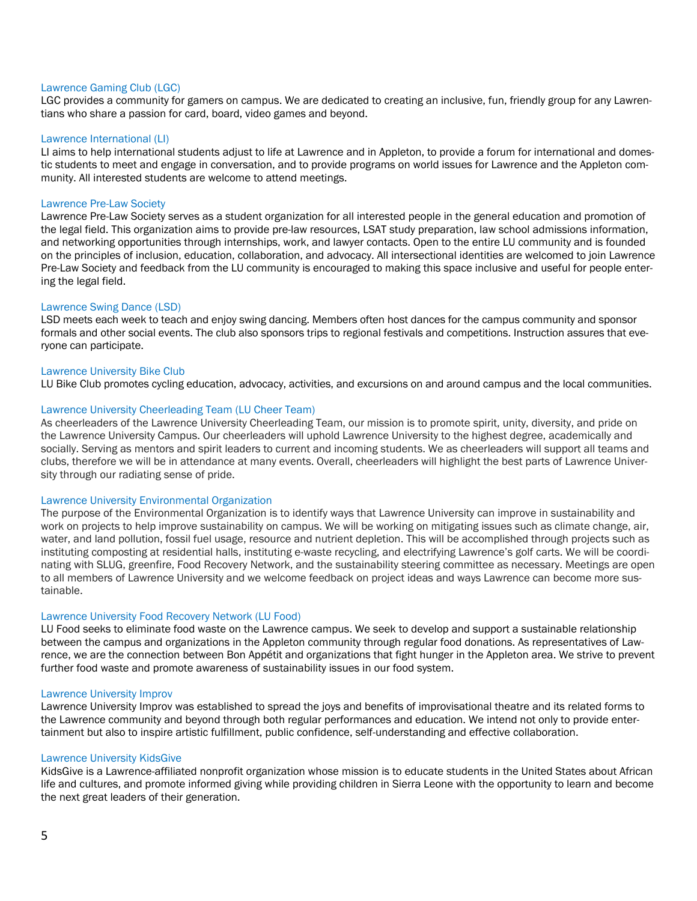### Lawrence Gaming Club (LGC)

LGC provides a community for gamers on campus. We are dedicated to creating an inclusive, fun, friendly group for any Lawrentians who share a passion for card, board, video games and beyond.

### Lawrence International (LI)

LI aims to help international students adjust to life at Lawrence and in Appleton, to provide a forum for international and domestic students to meet and engage in conversation, and to provide programs on world issues for Lawrence and the Appleton community. All interested students are welcome to attend meetings.

### Lawrence Pre-Law Society

Lawrence Pre-Law Society serves as a student organization for all interested people in the general education and promotion of the legal field. This organization aims to provide pre-law resources, LSAT study preparation, law school admissions information, and networking opportunities through internships, work, and lawyer contacts. Open to the entire LU community and is founded on the principles of inclusion, education, collaboration, and advocacy. All intersectional identities are welcomed to join Lawrence Pre-Law Society and feedback from the LU community is encouraged to making this space inclusive and useful for people entering the legal field.

### Lawrence Swing Dance (LSD)

LSD meets each week to teach and enjoy swing dancing. Members often host dances for the campus community and sponsor formals and other social events. The club also sponsors trips to regional festivals and competitions. Instruction assures that everyone can participate.

### Lawrence University Bike Club

LU Bike Club promotes cycling education, advocacy, activities, and excursions on and around campus and the local communities.

### Lawrence University Cheerleading Team (LU Cheer Team)

As cheerleaders of the Lawrence University Cheerleading Team, our mission is to promote spirit, unity, diversity, and pride on the Lawrence University Campus. Our cheerleaders will uphold Lawrence University to the highest degree, academically and socially. Serving as mentors and spirit leaders to current and incoming students. We as cheerleaders will support all teams and clubs, therefore we will be in attendance at many events. Overall, cheerleaders will highlight the best parts of Lawrence University through our radiating sense of pride.

### Lawrence University Environmental Organization

The purpose of the Environmental Organization is to identify ways that Lawrence University can improve in sustainability and work on projects to help improve sustainability on campus. We will be working on mitigating issues such as climate change, air, water, and land pollution, fossil fuel usage, resource and nutrient depletion. This will be accomplished through projects such as instituting composting at residential halls, instituting e-waste recycling, and electrifying Lawrence's golf carts. We will be coordinating with SLUG, greenfire, Food Recovery Network, and the sustainability steering committee as necessary. Meetings are open to all members of Lawrence University and we welcome feedback on project ideas and ways Lawrence can become more sustainable.

### Lawrence University Food Recovery Network (LU Food)

LU Food seeks to eliminate food waste on the Lawrence campus. We seek to develop and support a sustainable relationship between the campus and organizations in the Appleton community through regular food donations. As representatives of Lawrence, we are the connection between Bon Appétit and organizations that fight hunger in the Appleton area. We strive to prevent further food waste and promote awareness of sustainability issues in our food system.

### Lawrence University Improv

Lawrence University Improv was established to spread the joys and benefits of improvisational theatre and its related forms to the Lawrence community and beyond through both regular performances and education. We intend not only to provide entertainment but also to inspire artistic fulfillment, public confidence, self-understanding and effective collaboration.

### Lawrence University KidsGive

KidsGive is a Lawrence-affiliated nonprofit organization whose mission is to educate students in the United States about African life and cultures, and promote informed giving while providing children in Sierra Leone with the opportunity to learn and become the next great leaders of their generation.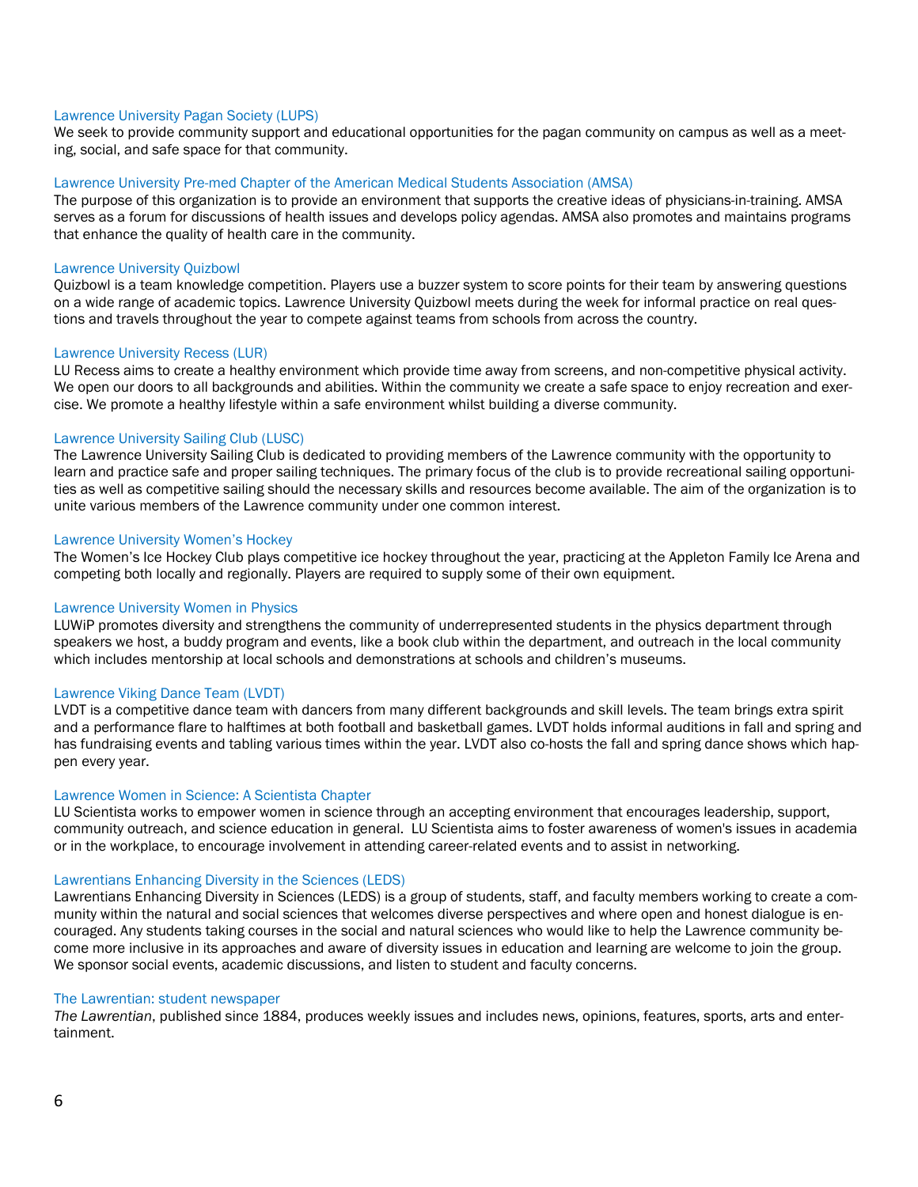### Lawrence University Pagan Society (LUPS)

We seek to provide community support and educational opportunities for the pagan community on campus as well as a meeting, social, and safe space for that community.

### Lawrence University Pre-med Chapter of the American Medical Students Association (AMSA)

The purpose of this organization is to provide an environment that supports the creative ideas of physicians-in-training. AMSA serves as a forum for discussions of health issues and develops policy agendas. AMSA also promotes and maintains programs that enhance the quality of health care in the community.

### Lawrence University Quizbowl

Quizbowl is a team knowledge competition. Players use a buzzer system to score points for their team by answering questions on a wide range of academic topics. Lawrence University Quizbowl meets during the week for informal practice on real questions and travels throughout the year to compete against teams from schools from across the country.

### Lawrence University Recess (LUR)

LU Recess aims to create a healthy environment which provide time away from screens, and non-competitive physical activity. We open our doors to all backgrounds and abilities. Within the community we create a safe space to enjoy recreation and exercise. We promote a healthy lifestyle within a safe environment whilst building a diverse community.

### Lawrence University Sailing Club (LUSC)

The Lawrence University Sailing Club is dedicated to providing members of the Lawrence community with the opportunity to learn and practice safe and proper sailing techniques. The primary focus of the club is to provide recreational sailing opportunities as well as competitive sailing should the necessary skills and resources become available. The aim of the organization is to unite various members of the Lawrence community under one common interest.

### Lawrence University Women's Hockey

The Women's Ice Hockey Club plays competitive ice hockey throughout the year, practicing at the Appleton Family Ice Arena and competing both locally and regionally. Players are required to supply some of their own equipment.

### Lawrence University Women in Physics

LUWiP promotes diversity and strengthens the community of underrepresented students in the physics department through speakers we host, a buddy program and events, like a book club within the department, and outreach in the local community which includes mentorship at local schools and demonstrations at schools and children's museums.

### Lawrence Viking Dance Team (LVDT)

LVDT is a competitive dance team with dancers from many different backgrounds and skill levels. The team brings extra spirit and a performance flare to halftimes at both football and basketball games. LVDT holds informal auditions in fall and spring and has fundraising events and tabling various times within the year. LVDT also co-hosts the fall and spring dance shows which happen every year.

### Lawrence Women in Science: A Scientista Chapter

LU Scientista works to empower women in science through an accepting environment that encourages leadership, support, community outreach, and science education in general. LU Scientista aims to foster awareness of women's issues in academia or in the workplace, to encourage involvement in attending career-related events and to assist in networking.

### Lawrentians Enhancing Diversity in the Sciences (LEDS)

Lawrentians Enhancing Diversity in Sciences (LEDS) is a group of students, staff, and faculty members working to create a community within the natural and social sciences that welcomes diverse perspectives and where open and honest dialogue is encouraged. Any students taking courses in the social and natural sciences who would like to help the Lawrence community become more inclusive in its approaches and aware of diversity issues in education and learning are welcome to join the group. We sponsor social events, academic discussions, and listen to student and faculty concerns.

### The Lawrentian: student newspaper

*The Lawrentian*, published since 1884, produces weekly issues and includes news, opinions, features, sports, arts and entertainment.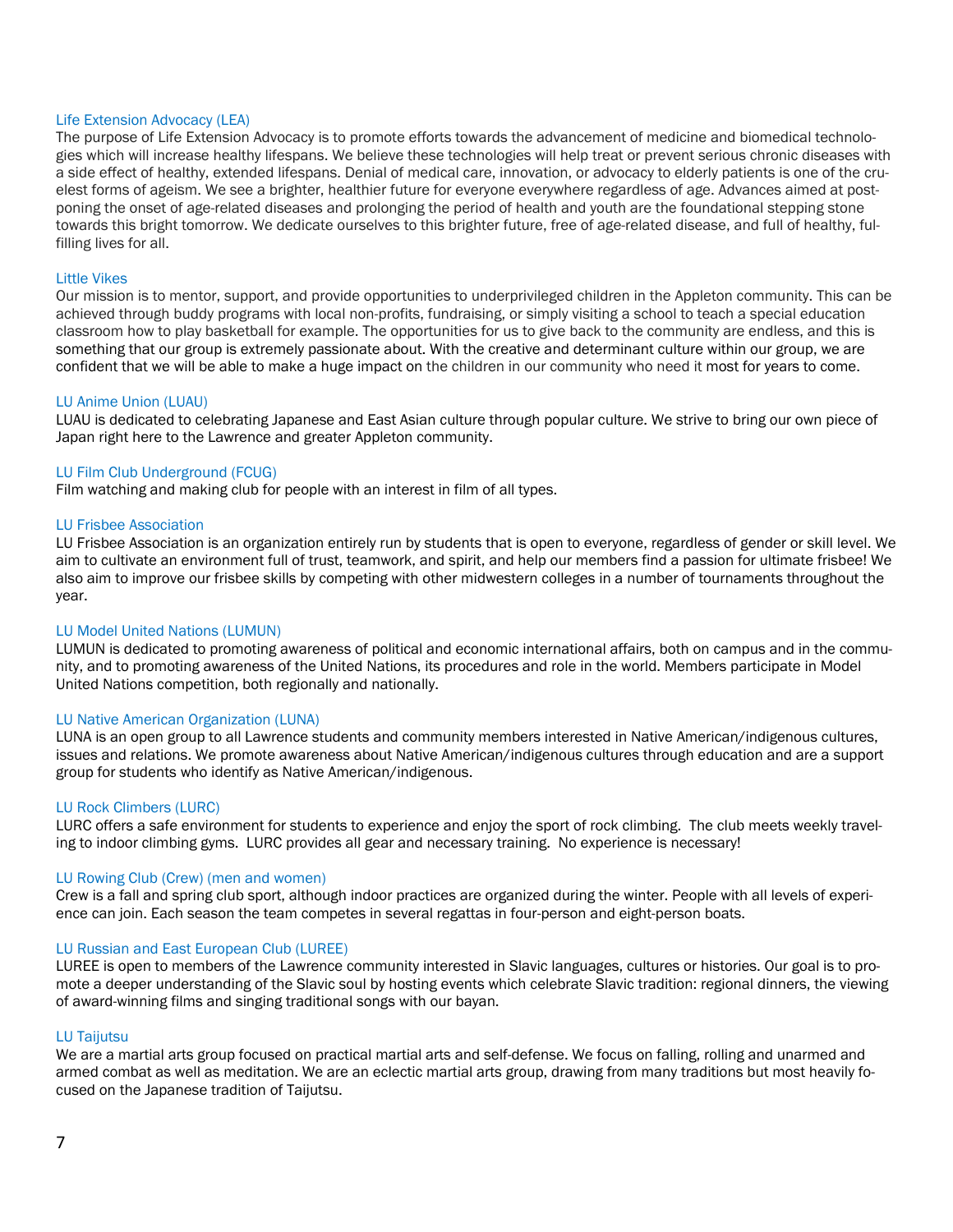### Life Extension Advocacy (LEA)

The purpose of Life Extension Advocacy is to promote efforts towards the advancement of medicine and biomedical technologies which will increase healthy lifespans. We believe these technologies will help treat or prevent serious chronic diseases with a side effect of healthy, extended lifespans. Denial of medical care, innovation, or advocacy to elderly patients is one of the cruelest forms of ageism. We see a brighter, healthier future for everyone everywhere regardless of age. Advances aimed at postponing the onset of age-related diseases and prolonging the period of health and youth are the foundational stepping stone towards this bright tomorrow. We dedicate ourselves to this brighter future, free of age-related disease, and full of healthy, fulfilling lives for all.

### Little Vikes

Our mission is to mentor, support, and provide opportunities to underprivileged children in the Appleton community. This can be achieved through buddy programs with local non-profits, fundraising, or simply visiting a school to teach a special education classroom how to play basketball for example. The opportunities for us to give back to the community are endless, and this is something that our group is extremely passionate about. With the creative and determinant culture within our group, we are confident that we will be able to make a huge impact on the children in our community who need it most for years to come.

### LU Anime Union (LUAU)

LUAU is dedicated to celebrating Japanese and East Asian culture through popular culture. We strive to bring our own piece of Japan right here to the Lawrence and greater Appleton community.

### LU Film Club Underground (FCUG)

Film watching and making club for people with an interest in film of all types.

### LU Frisbee Association

LU Frisbee Association is an organization entirely run by students that is open to everyone, regardless of gender or skill level. We aim to cultivate an environment full of trust, teamwork, and spirit, and help our members find a passion for ultimate frisbee! We also aim to improve our frisbee skills by competing with other midwestern colleges in a number of tournaments throughout the year.

### LU Model United Nations (LUMUN)

LUMUN is dedicated to promoting awareness of political and economic international affairs, both on campus and in the community, and to promoting awareness of the United Nations, its procedures and role in the world. Members participate in Model United Nations competition, both regionally and nationally.

### LU Native American Organization (LUNA)

LUNA is an open group to all Lawrence students and community members interested in Native American/indigenous cultures, issues and relations. We promote awareness about Native American/indigenous cultures through education and are a support group for students who identify as Native American/indigenous.

### LU Rock Climbers (LURC)

LURC offers a safe environment for students to experience and enjoy the sport of rock climbing. The club meets weekly traveling to indoor climbing gyms. LURC provides all gear and necessary training. No experience is necessary!

### LU Rowing Club (Crew) (men and women)

Crew is a fall and spring club sport, although indoor practices are organized during the winter. People with all levels of experience can join. Each season the team competes in several regattas in four-person and eight-person boats.

### LU Russian and East European Club (LUREE)

LUREE is open to members of the Lawrence community interested in Slavic languages, cultures or histories. Our goal is to promote a deeper understanding of the Slavic soul by hosting events which celebrate Slavic tradition: regional dinners, the viewing of award-winning films and singing traditional songs with our bayan.

### LU Taijutsu

We are a martial arts group focused on practical martial arts and self-defense. We focus on falling, rolling and unarmed and armed combat as well as meditation. We are an eclectic martial arts group, drawing from many traditions but most heavily focused on the Japanese tradition of Taijutsu.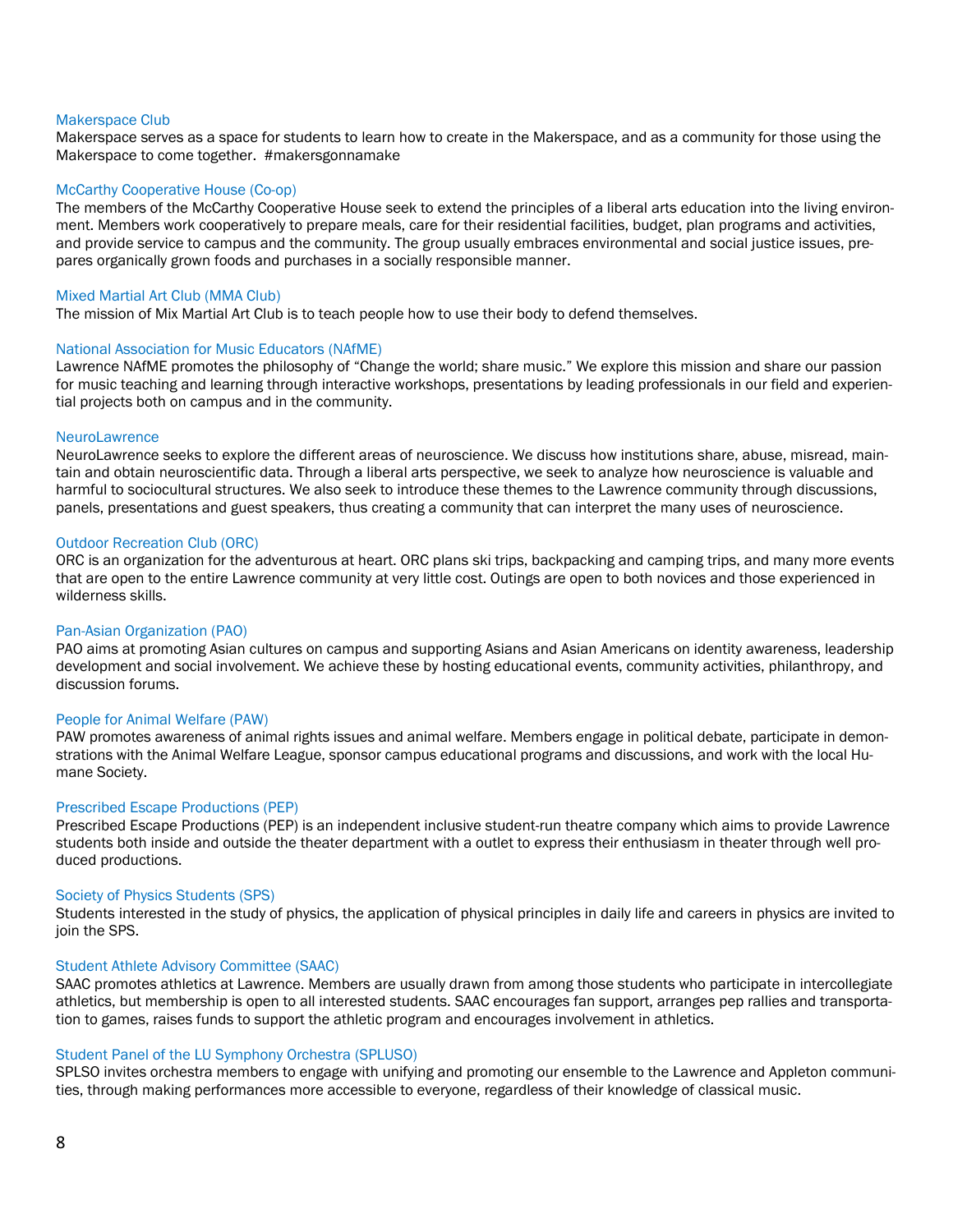### Makerspace Club

Makerspace serves as a space for students to learn how to create in the Makerspace, and as a community for those using the Makerspace to come together. #makersgonnamake

### McCarthy Cooperative House (Co-op)

The members of the McCarthy Cooperative House seek to extend the principles of a liberal arts education into the living environment. Members work cooperatively to prepare meals, care for their residential facilities, budget, plan programs and activities, and provide service to campus and the community. The group usually embraces environmental and social justice issues, prepares organically grown foods and purchases in a socially responsible manner.

### Mixed Martial Art Club (MMA Club)

The mission of Mix Martial Art Club is to teach people how to use their body to defend themselves.

### National Association for Music Educators (NAfME)

Lawrence NAfME promotes the philosophy of "Change the world; share music." We explore this mission and share our passion for music teaching and learning through interactive workshops, presentations by leading professionals in our field and experiential projects both on campus and in the community.

### NeuroLawrence

NeuroLawrence seeks to explore the different areas of neuroscience. We discuss how institutions share, abuse, misread, maintain and obtain neuroscientific data. Through a liberal arts perspective, we seek to analyze how neuroscience is valuable and harmful to sociocultural structures. We also seek to introduce these themes to the Lawrence community through discussions, panels, presentations and guest speakers, thus creating a community that can interpret the many uses of neuroscience.

### Outdoor Recreation Club (ORC)

ORC is an organization for the adventurous at heart. ORC plans ski trips, backpacking and camping trips, and many more events that are open to the entire Lawrence community at very little cost. Outings are open to both novices and those experienced in wilderness skills.

### Pan-Asian Organization (PAO)

PAO aims at promoting Asian cultures on campus and supporting Asians and Asian Americans on identity awareness, leadership development and social involvement. We achieve these by hosting educational events, community activities, philanthropy, and discussion forums.

### People for Animal Welfare (PAW)

PAW promotes awareness of animal rights issues and animal welfare. Members engage in political debate, participate in demonstrations with the Animal Welfare League, sponsor campus educational programs and discussions, and work with the local Humane Society.

### Prescribed Escape Productions (PEP)

Prescribed Escape Productions (PEP) is an independent inclusive student-run theatre company which aims to provide Lawrence students both inside and outside the theater department with a outlet to express their enthusiasm in theater through well produced productions.

### Society of Physics Students (SPS)

Students interested in the study of physics, the application of physical principles in daily life and careers in physics are invited to join the SPS.

### Student Athlete Advisory Committee (SAAC)

SAAC promotes athletics at Lawrence. Members are usually drawn from among those students who participate in intercollegiate athletics, but membership is open to all interested students. SAAC encourages fan support, arranges pep rallies and transportation to games, raises funds to support the athletic program and encourages involvement in athletics.

### Student Panel of the LU Symphony Orchestra (SPLUSO)

SPLSO invites orchestra members to engage with unifying and promoting our ensemble to the Lawrence and Appleton communities, through making performances more accessible to everyone, regardless of their knowledge of classical music.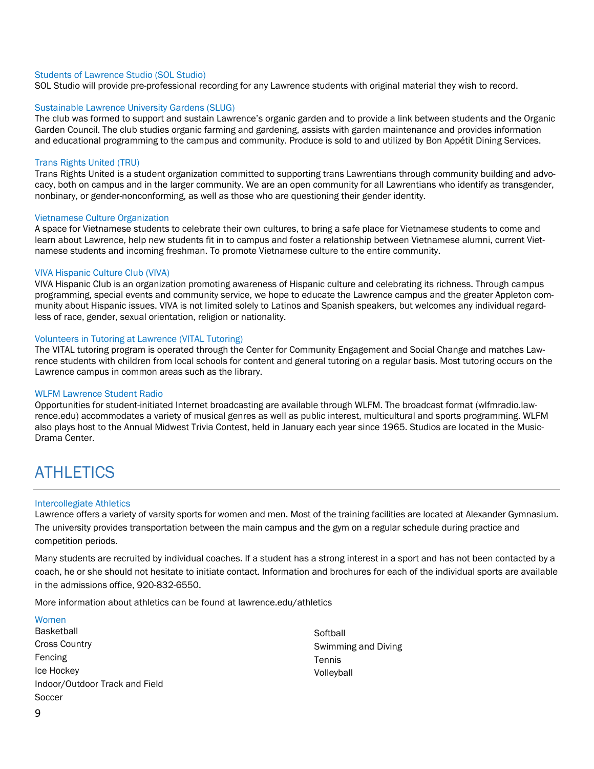### Students of Lawrence Studio (SOL Studio)

SOL Studio will provide pre-professional recording for any Lawrence students with original material they wish to record.

### Sustainable Lawrence University Gardens (SLUG)

The club was formed to support and sustain Lawrence's organic garden and to provide a link between students and the Organic Garden Council. The club studies organic farming and gardening, assists with garden maintenance and provides information and educational programming to the campus and community. Produce is sold to and utilized by Bon Appétit Dining Services.

### Trans Rights United (TRU)

Trans Rights United is a student organization committed to supporting trans Lawrentians through community building and advocacy, both on campus and in the larger community. We are an open community for all Lawrentians who identify as transgender, nonbinary, or gender-nonconforming, as well as those who are questioning their gender identity.

### Vietnamese Culture Organization

A space for Vietnamese students to celebrate their own cultures, to bring a safe place for Vietnamese students to come and learn about Lawrence, help new students fit in to campus and foster a relationship between Vietnamese alumni, current Vietnamese students and incoming freshman. To promote Vietnamese culture to the entire community.

### VIVA Hispanic Culture Club (VIVA)

VIVA Hispanic Club is an organization promoting awareness of Hispanic culture and celebrating its richness. Through campus programming, special events and community service, we hope to educate the Lawrence campus and the greater Appleton community about Hispanic issues. VIVA is not limited solely to Latinos and Spanish speakers, but welcomes any individual regardless of race, gender, sexual orientation, religion or nationality.

### Volunteers in Tutoring at Lawrence (VITAL Tutoring)

The VITAL tutoring program is operated through the Center for Community Engagement and Social Change and matches Lawrence students with children from local schools for content and general tutoring on a regular basis. Most tutoring occurs on the Lawrence campus in common areas such as the library.

### WLFM Lawrence Student Radio

Opportunities for student-initiated Internet broadcasting are available through WLFM. The broadcast format (wlfmradio.lawrence.edu) accommodates a variety of musical genres as well as public interest, multicultural and sports programming. WLFM also plays host to the Annual Midwest Trivia Contest, held in January each year since 1965. Studios are located in the Music-Drama Center.

## ATHLETICS

### Intercollegiate Athletics

Lawrence offers a variety of varsity sports for women and men. Most of the training facilities are located at Alexander Gymnasium. The university provides transportation between the main campus and the gym on a regular schedule during practice and competition periods.

Many students are recruited by individual coaches. If a student has a strong interest in a sport and has not been contacted by a coach, he or she should not hesitate to initiate contact. Information and brochures for each of the individual sports are available in the admissions office, 920-832-6550.

More information about athletics can be found at lawrence.edu/athletics

### Women

Basketball
Cross Country
Fencing
Ice Hockey
Indoor/Outdoor Track and Field
Soccer
Softball
Swimming and Diving
Tennis
Volleyball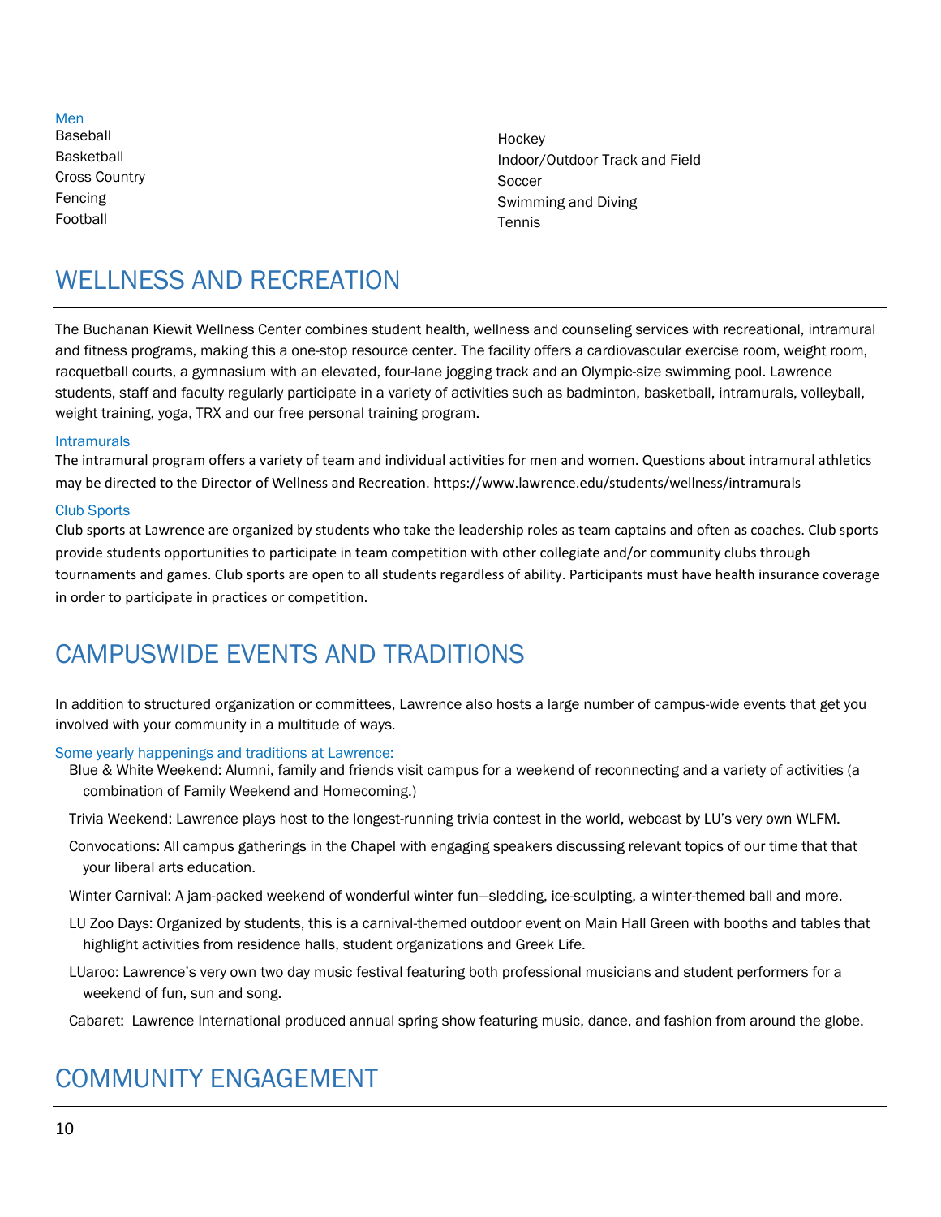### Men

- Baseball
- Basketball
- Cross Country
- Fencing
- Football
- Hockey
- Indoor/Outdoor Track and Field
- Soccer
- Swimming and Diving
- Tennis

## WELLNESS AND RECREATION

The Buchanan Kiewit Wellness Center combines student health, wellness and counseling services with recreational, intramural and fitness programs, making this a one-stop resource center. The facility offers a cardiovascular exercise room, weight room, racquetball courts, a gymnasium with an elevated, four-lane jogging track and an Olympic-size swimming pool. Lawrence students, staff and faculty regularly participate in a variety of activities such as badminton, basketball, intramurals, volleyball, weight training, yoga, TRX and our free personal training program.

### Intramurals

The intramural program offers a variety of team and individual activities for men and women. Questions about intramural athletics may be directed to the Director of Wellness and Recreation. https://www.lawrence.edu/students/wellness/intramurals

### Club Sports

Club sports at Lawrence are organized by students who take the leadership roles as team captains and often as coaches. Club sports provide students opportunities to participate in team competition with other collegiate and/or community clubs through tournaments and games. Club sports are open to all students regardless of ability. Participants must have health insurance coverage in order to participate in practices or competition.

## CAMPUSWIDE EVENTS AND TRADITIONS

In addition to structured organization or committees, Lawrence also hosts a large number of campus-wide events that get you involved with your community in a multitude of ways.

### Some yearly happenings and traditions at Lawrence:

- Blue & White Weekend: Alumni, family and friends visit campus for a weekend of reconnecting and a variety of activities (a combination of Family Weekend and Homecoming.)
- Trivia Weekend: Lawrence plays host to the longest-running trivia contest in the world, webcast by LU's very own WLFM.
- Convocations: All campus gatherings in the Chapel with engaging speakers discussing relevant topics of our time that that your liberal arts education.
- Winter Carnival: A jam-packed weekend of wonderful winter fun—sledding, ice-sculpting, a winter-themed ball and more.
- LU Zoo Days: Organized by students, this is a carnival-themed outdoor event on Main Hall Green with booths and tables that highlight activities from residence halls, student organizations and Greek Life.
- LUaroo: Lawrence's very own two day music festival featuring both professional musicians and student performers for a weekend of fun, sun and song.
- Cabaret: Lawrence International produced annual spring show featuring music, dance, and fashion from around the globe.

## COMMUNITY ENGAGEMENT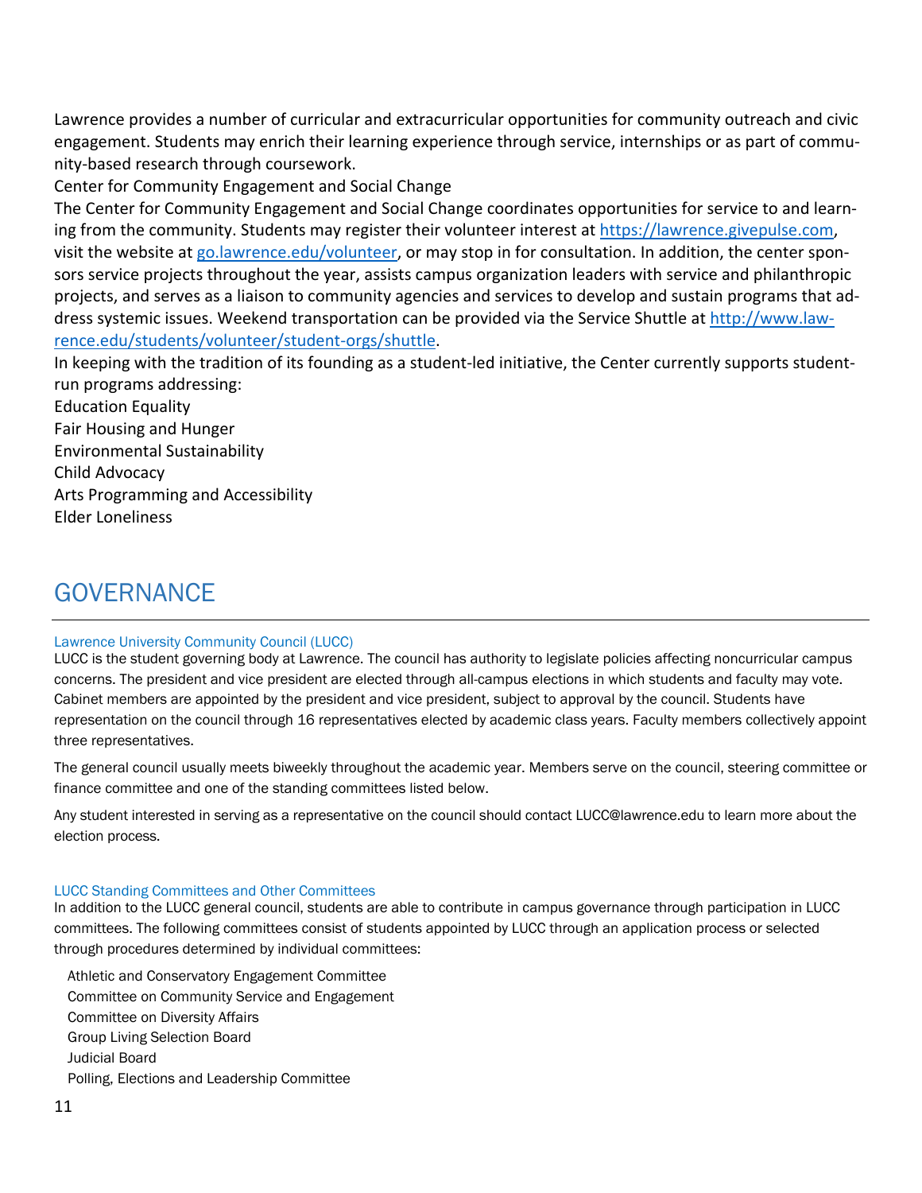Lawrence provides a number of curricular and extracurricular opportunities for community outreach and civic engagement. Students may enrich their learning experience through service, internships or as part of community-based research through coursework.

Center for Community Engagement and Social Change

The Center for Community Engagement and Social Change coordinates opportunities for service to and learning from the community. Students may register their volunteer interest at https://lawrence.givepulse.com, visit the website at go.lawrence.edu/volunteer, or may stop in for consultation. In addition, the center sponsors service projects throughout the year, assists campus organization leaders with service and philanthropic projects, and serves as a liaison to community agencies and services to develop and sustain programs that address systemic issues. Weekend transportation can be provided via the Service Shuttle at http://www.lawrence.edu/students/volunteer/student-orgs/shuttle.

In keeping with the tradition of its founding as a student-led initiative, the Center currently supports student-run programs addressing:

Education Equality
Fair Housing and Hunger
Environmental Sustainability
Child Advocacy
Arts Programming and Accessibility
Elder Loneliness

# GOVERNANCE

### Lawrence University Community Council (LUCC)

LUCC is the student governing body at Lawrence. The council has authority to legislate policies affecting noncurricular campus concerns. The president and vice president are elected through all-campus elections in which students and faculty may vote. Cabinet members are appointed by the president and vice president, subject to approval by the council. Students have representation on the council through 16 representatives elected by academic class years. Faculty members collectively appoint three representatives.

The general council usually meets biweekly throughout the academic year. Members serve on the council, steering committee or finance committee and one of the standing committees listed below.

Any student interested in serving as a representative on the council should contact LUCC@lawrence.edu to learn more about the election process.

### LUCC Standing Committees and Other Committees

In addition to the LUCC general council, students are able to contribute in campus governance through participation in LUCC committees. The following committees consist of students appointed by LUCC through an application process or selected through procedures determined by individual committees:

- Athletic and Conservatory Engagement Committee
- Committee on Community Service and Engagement
- Committee on Diversity Affairs
- Group Living Selection Board
- Judicial Board
- Polling, Elections and Leadership Committee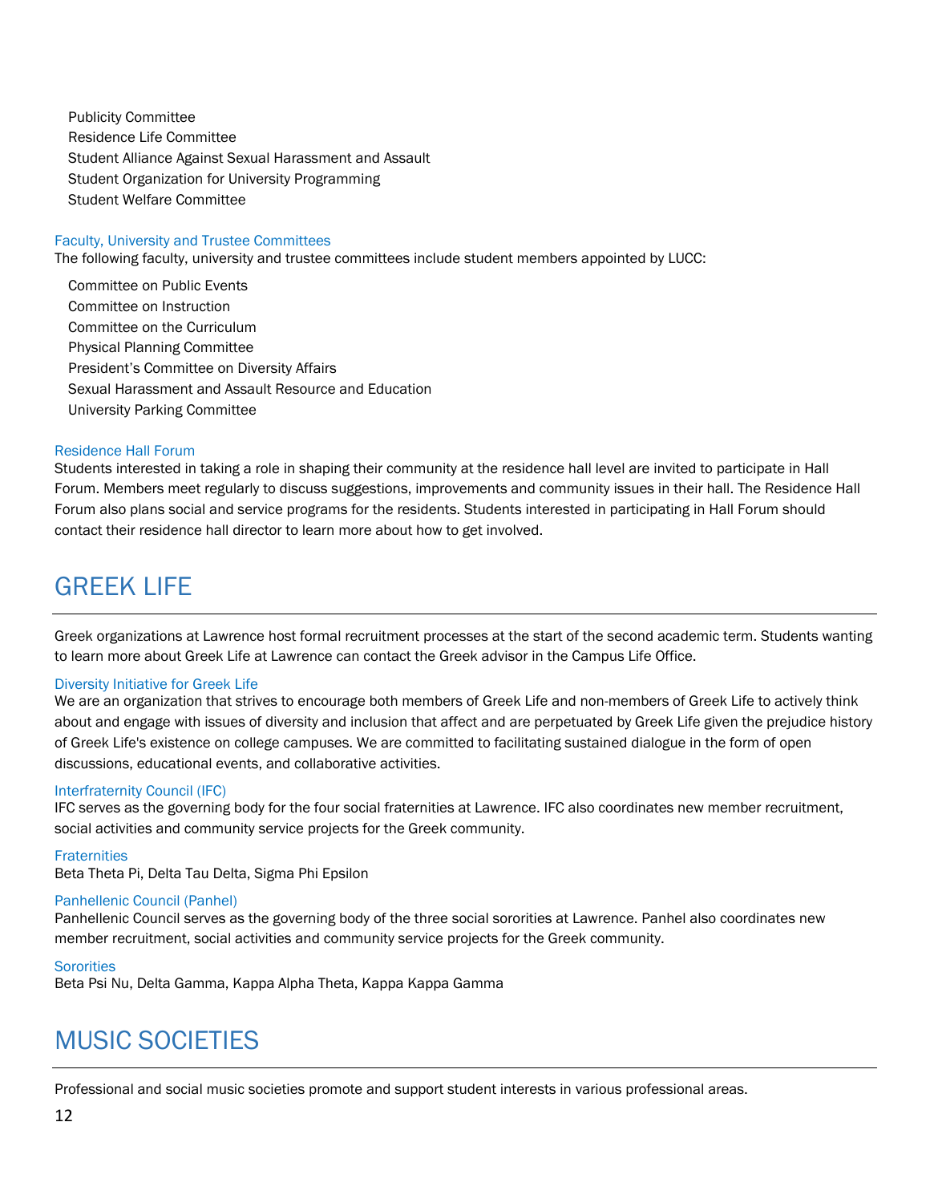- Publicity Committee
- Residence Life Committee
- Student Alliance Against Sexual Harassment and Assault
- Student Organization for University Programming
- Student Welfare Committee

### Faculty, University and Trustee Committees

The following faculty, university and trustee committees include student members appointed by LUCC:

- Committee on Public Events
- Committee on Instruction
- Committee on the Curriculum
- Physical Planning Committee
- President's Committee on Diversity Affairs
- Sexual Harassment and Assault Resource and Education
- University Parking Committee

### Residence Hall Forum

Students interested in taking a role in shaping their community at the residence hall level are invited to participate in Hall Forum. Members meet regularly to discuss suggestions, improvements and community issues in their hall. The Residence Hall Forum also plans social and service programs for the residents. Students interested in participating in Hall Forum should contact their residence hall director to learn more about how to get involved.

## GREEK LIFE

Greek organizations at Lawrence host formal recruitment processes at the start of the second academic term. Students wanting to learn more about Greek Life at Lawrence can contact the Greek advisor in the Campus Life Office.

### Diversity Initiative for Greek Life

We are an organization that strives to encourage both members of Greek Life and non-members of Greek Life to actively think about and engage with issues of diversity and inclusion that affect and are perpetuated by Greek Life given the prejudice history of Greek Life's existence on college campuses. We are committed to facilitating sustained dialogue in the form of open discussions, educational events, and collaborative activities.

### Interfraternity Council (IFC)

IFC serves as the governing body for the four social fraternities at Lawrence. IFC also coordinates new member recruitment, social activities and community service projects for the Greek community.

### Fraternities

Beta Theta Pi, Delta Tau Delta, Sigma Phi Epsilon

### Panhellenic Council (Panhel)

Panhellenic Council serves as the governing body of the three social sororities at Lawrence. Panhel also coordinates new member recruitment, social activities and community service projects for the Greek community.

### Sororities

Beta Psi Nu, Delta Gamma, Kappa Alpha Theta, Kappa Kappa Gamma

## MUSIC SOCIETIES

Professional and social music societies promote and support student interests in various professional areas.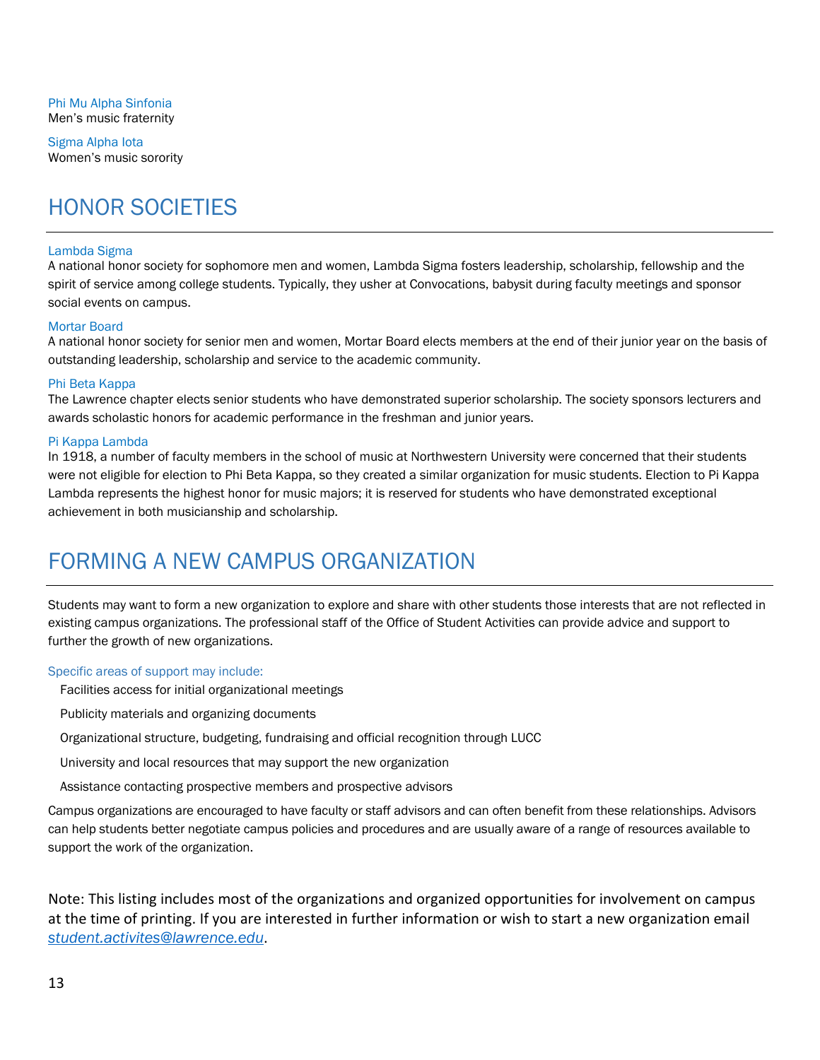Phi Mu Alpha Sinfonia
Men's music fraternity

Sigma Alpha Iota
Women's music sorority

## HONOR SOCIETIES

Lambda Sigma
A national honor society for sophomore men and women, Lambda Sigma fosters leadership, scholarship, fellowship and the spirit of service among college students. Typically, they usher at Convocations, babysit during faculty meetings and sponsor social events on campus.

Mortar Board
A national honor society for senior men and women, Mortar Board elects members at the end of their junior year on the basis of outstanding leadership, scholarship and service to the academic community.

Phi Beta Kappa
The Lawrence chapter elects senior students who have demonstrated superior scholarship. The society sponsors lecturers and awards scholastic honors for academic performance in the freshman and junior years.

Pi Kappa Lambda
In 1918, a number of faculty members in the school of music at Northwestern University were concerned that their students were not eligible for election to Phi Beta Kappa, so they created a similar organization for music students. Election to Pi Kappa Lambda represents the highest honor for music majors; it is reserved for students who have demonstrated exceptional achievement in both musicianship and scholarship.

## FORMING A NEW CAMPUS ORGANIZATION

Students may want to form a new organization to explore and share with other students those interests that are not reflected in existing campus organizations. The professional staff of the Office of Student Activities can provide advice and support to further the growth of new organizations.

Specific areas of support may include:

- Facilities access for initial organizational meetings
- Publicity materials and organizing documents
- Organizational structure, budgeting, fundraising and official recognition through LUCC
- University and local resources that may support the new organization
- Assistance contacting prospective members and prospective advisors

Campus organizations are encouraged to have faculty or staff advisors and can often benefit from these relationships. Advisors can help students better negotiate campus policies and procedures and are usually aware of a range of resources available to support the work of the organization.

Note: This listing includes most of the organizations and organized opportunities for involvement on campus at the time of printing. If you are interested in further information or wish to start a new organization email *student.activites@lawrence.edu*.